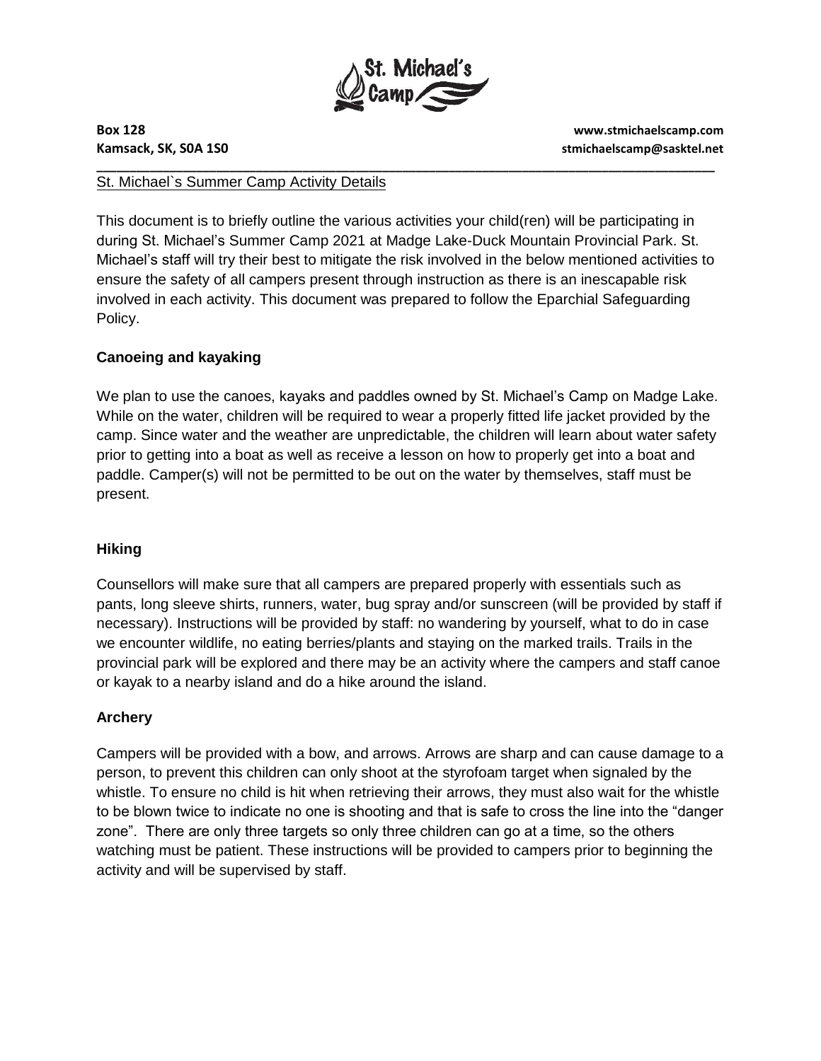St. Michael's Camp

**Box 128**
**Kamsack, SK, S0A 1S0**

**www.stmichaelscamp.com**
**stmichaelscamp@sasktel.net**

St. Michael`s Summer Camp Activity Details

This document is to briefly outline the various activities your child(ren) will be participating in during St. Michael's Summer Camp 2021 at Madge Lake-Duck Mountain Provincial Park. St. Michael's staff will try their best to mitigate the risk involved in the below mentioned activities to ensure the safety of all campers present through instruction as there is an inescapable risk involved in each activity. This document was prepared to follow the Eparchial Safeguarding Policy.

## Canoeing and kayaking

We plan to use the canoes, kayaks and paddles owned by St. Michael's Camp on Madge Lake. While on the water, children will be required to wear a properly fitted life jacket provided by the camp. Since water and the weather are unpredictable, the children will learn about water safety prior to getting into a boat as well as receive a lesson on how to properly get into a boat and paddle. Camper(s) will not be permitted to be out on the water by themselves, staff must be present.

## Hiking

Counsellors will make sure that all campers are prepared properly with essentials such as pants, long sleeve shirts, runners, water, bug spray and/or sunscreen (will be provided by staff if necessary). Instructions will be provided by staff: no wandering by yourself, what to do in case we encounter wildlife, no eating berries/plants and staying on the marked trails. Trails in the provincial park will be explored and there may be an activity where the campers and staff canoe or kayak to a nearby island and do a hike around the island.

## Archery

Campers will be provided with a bow, and arrows. Arrows are sharp and can cause damage to a person, to prevent this children can only shoot at the styrofoam target when signaled by the whistle. To ensure no child is hit when retrieving their arrows, they must also wait for the whistle to be blown twice to indicate no one is shooting and that is safe to cross the line into the "danger zone". There are only three targets so only three children can go at a time, so the others watching must be patient. These instructions will be provided to campers prior to beginning the activity and will be supervised by staff.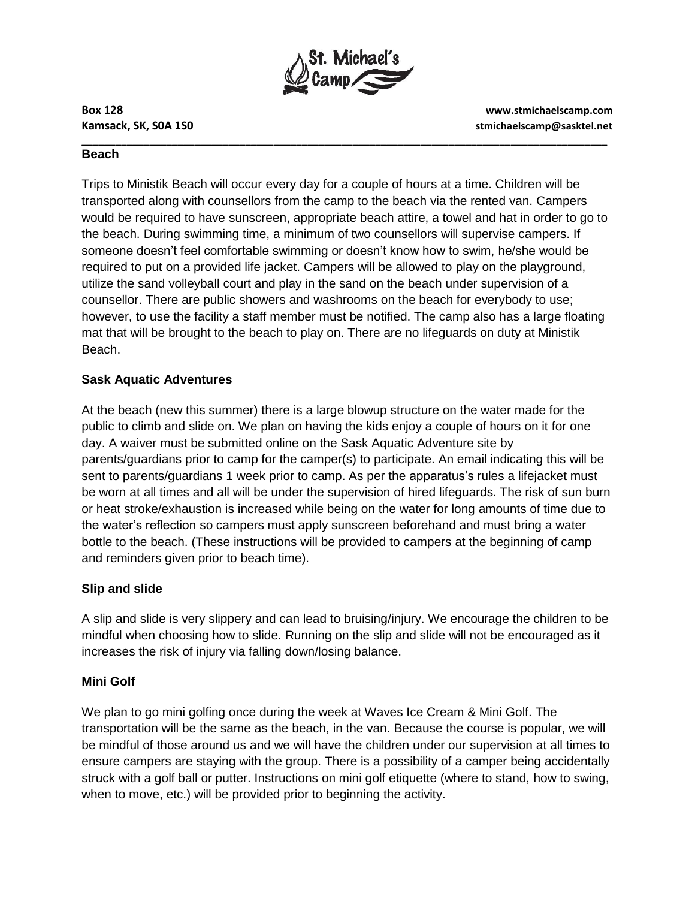## Beach

Trips to Ministik Beach will occur every day for a couple of hours at a time. Children will be transported along with counsellors from the camp to the beach via the rented van. Campers would be required to have sunscreen, appropriate beach attire, a towel and hat in order to go to the beach. During swimming time, a minimum of two counsellors will supervise campers. If someone doesn't feel comfortable swimming or doesn't know how to swim, he/she would be required to put on a provided life jacket. Campers will be allowed to play on the playground, utilize the sand volleyball court and play in the sand on the beach under supervision of a counsellor. There are public showers and washrooms on the beach for everybody to use; however, to use the facility a staff member must be notified. The camp also has a large floating mat that will be brought to the beach to play on. There are no lifeguards on duty at Ministik Beach.

## Sask Aquatic Adventures

At the beach (new this summer) there is a large blowup structure on the water made for the public to climb and slide on. We plan on having the kids enjoy a couple of hours on it for one day. A waiver must be submitted online on the Sask Aquatic Adventure site by parents/guardians prior to camp for the camper(s) to participate. An email indicating this will be sent to parents/guardians 1 week prior to camp. As per the apparatus's rules a lifejacket must be worn at all times and all will be under the supervision of hired lifeguards. The risk of sun burn or heat stroke/exhaustion is increased while being on the water for long amounts of time due to the water's reflection so campers must apply sunscreen beforehand and must bring a water bottle to the beach. (These instructions will be provided to campers at the beginning of camp and reminders given prior to beach time).

## Slip and slide

A slip and slide is very slippery and can lead to bruising/injury. We encourage the children to be mindful when choosing how to slide. Running on the slip and slide will not be encouraged as it increases the risk of injury via falling down/losing balance.

## Mini Golf

We plan to go mini golfing once during the week at Waves Ice Cream & Mini Golf. The transportation will be the same as the beach, in the van. Because the course is popular, we will be mindful of those around us and we will have the children under our supervision at all times to ensure campers are staying with the group. There is a possibility of a camper being accidentally struck with a golf ball or putter. Instructions on mini golf etiquette (where to stand, how to swing, when to move, etc.) will be provided prior to beginning the activity.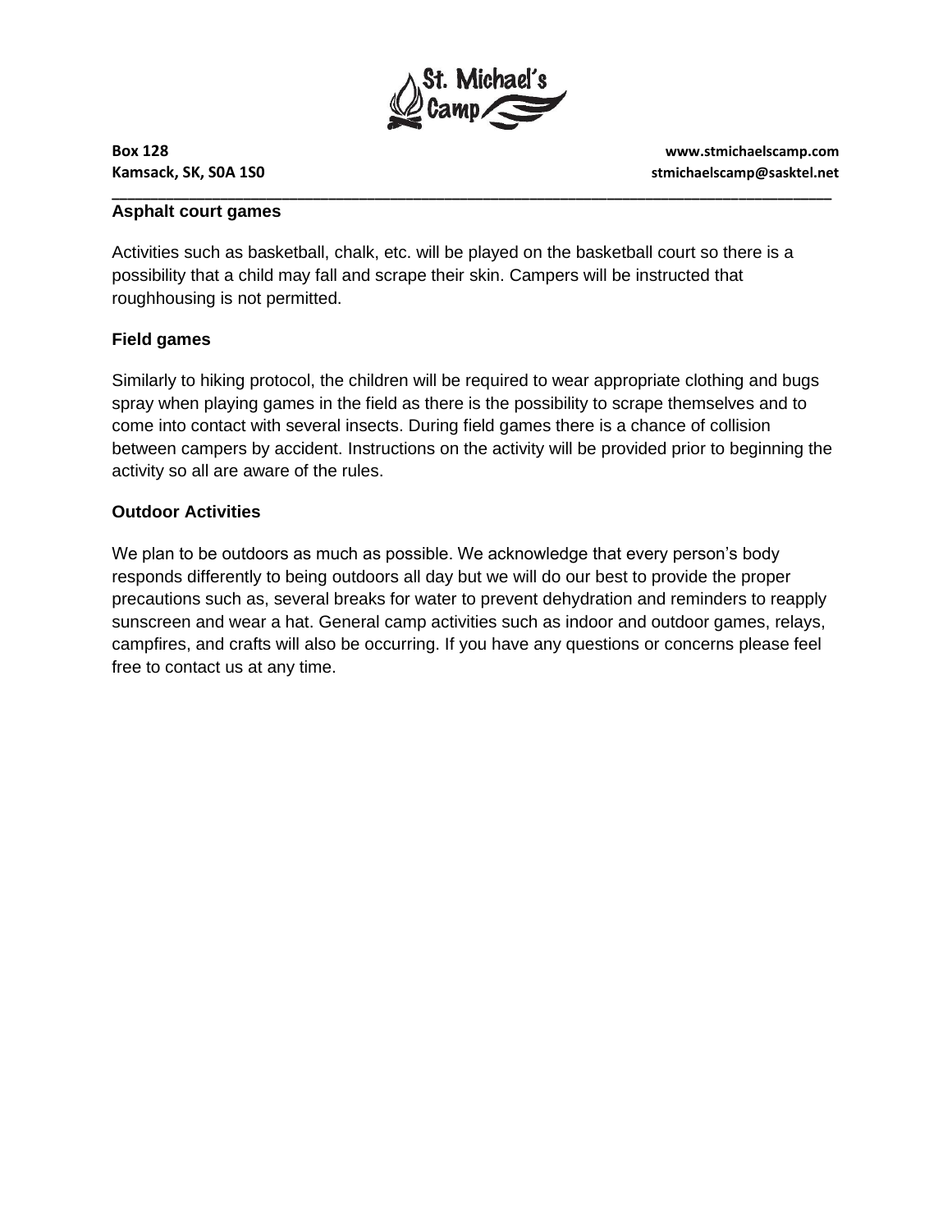Box 128
Kamsack, SK, S0A 1S0

www.stmichaelscamp.com
stmichaelscamp@sasktel.net

### Asphalt court games

Activities such as basketball, chalk, etc. will be played on the basketball court so there is a possibility that a child may fall and scrape their skin. Campers will be instructed that roughhousing is not permitted.

### Field games

Similarly to hiking protocol, the children will be required to wear appropriate clothing and bugs spray when playing games in the field as there is the possibility to scrape themselves and to come into contact with several insects. During field games there is a chance of collision between campers by accident. Instructions on the activity will be provided prior to beginning the activity so all are aware of the rules.

### Outdoor Activities

We plan to be outdoors as much as possible. We acknowledge that every person's body responds differently to being outdoors all day but we will do our best to provide the proper precautions such as, several breaks for water to prevent dehydration and reminders to reapply sunscreen and wear a hat. General camp activities such as indoor and outdoor games, relays, campfires, and crafts will also be occurring. If you have any questions or concerns please feel free to contact us at any time.